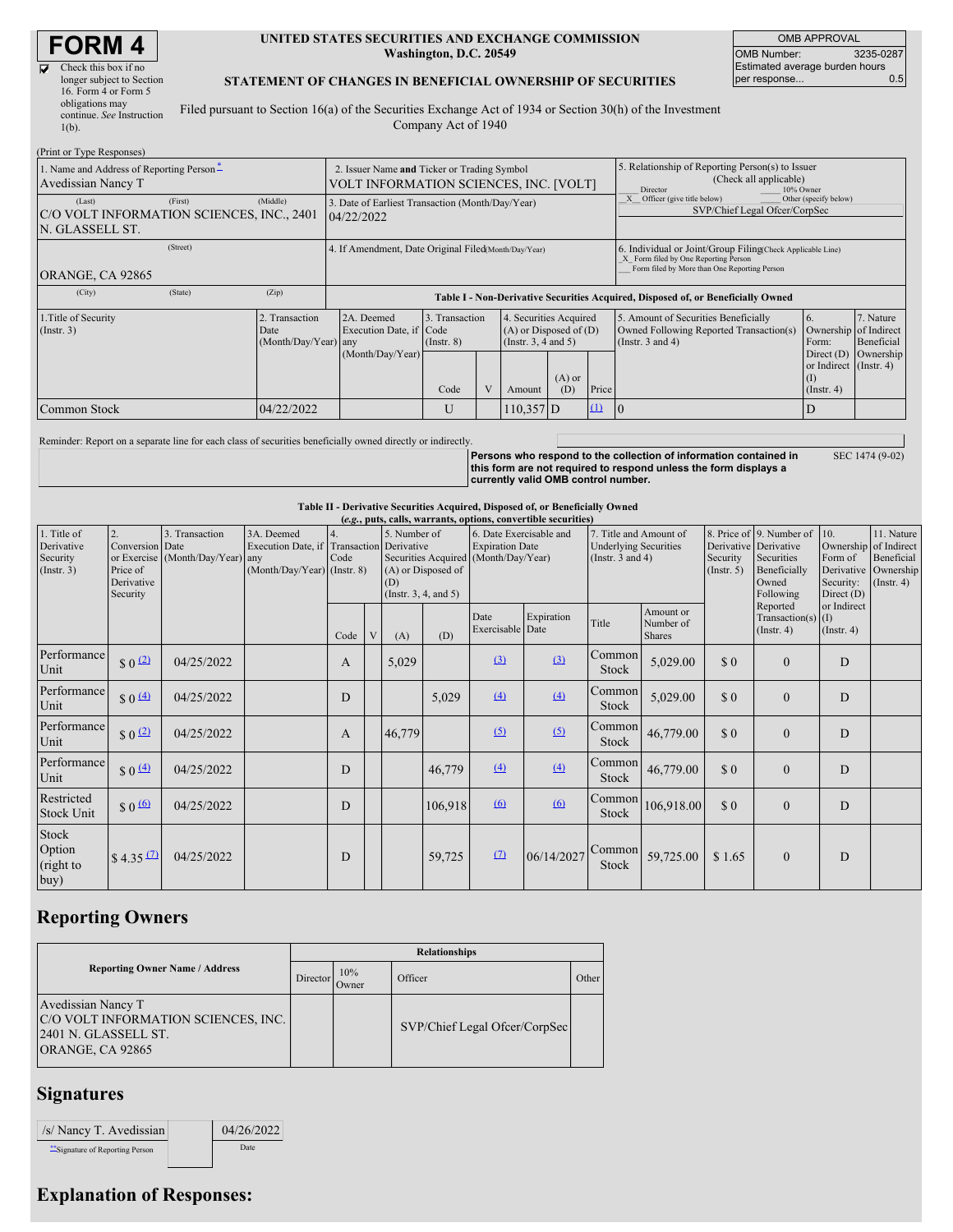# FORM 4

☑ Check this box if no longer subject to Section 16. Form 4 or Form 5 obligations may continue. *See* Instruction 1(b).

**UNITED STATES SECURITIES AND EXCHANGE COMMISSION**
**Washington, D.C. 20549**

**STATEMENT OF CHANGES IN BENEFICIAL OWNERSHIP OF SECURITIES**

Filed pursuant to Section 16(a) of the Securities Exchange Act of 1934 or Section 30(h) of the Investment Company Act of 1940

| OMB APPROVAL | |
|---|---|
| OMB Number: | 3235-0287 |
| Estimated average burden hours per response... | 0.5 |

(Print or Type Responses)

| | | |
|---|---|---|
| 1. Name and Address of Reporting Person * <br> Avedissian Nancy T <br> (Last) (First) (Middle) <br> C/O VOLT INFORMATION SCIENCES, INC., 2401 N. GLASSELL ST. <br> (Street) <br> ORANGE, CA 92865 <br> (City) (State) (Zip) | 2. Issuer Name **and** Ticker or Trading Symbol <br> VOLT INFORMATION SCIENCES, INC. [VOLT] <br> 3. Date of Earliest Transaction (Month/Day/Year) <br> 04/22/2022 <br> 4. If Amendment, Date Original Filed (Month/Day/Year) | 5. Relationship of Reporting Person(s) to Issuer (Check all applicable) <br> ___ Director ___ 10% Owner <br> _X_ Officer (give title below) ___ Other (specify below) <br> SVP/Chief Legal Ofcer/CorpSec <br> 6. Individual or Joint/Group Filing (Check Applicable Line) <br> _X_ Form filed by One Reporting Person <br> ___ Form filed by More than One Reporting Person |

**Table I - Non-Derivative Securities Acquired, Disposed of, or Beneficially Owned**

| 1.Title of Security (Instr. 3) | 2. Transaction Date (Month/Day/Year) | 2A. Deemed Execution Date, if any (Month/Day/Year) | 3. Transaction Code (Instr. 8) | | 4. Securities Acquired (A) or Disposed of (D) (Instr. 3, 4 and 5) | | | 5. Amount of Securities Beneficially Owned Following Reported Transaction(s) (Instr. 3 and 4) | 6. Ownership Form: Direct (D) or Indirect (I) (Instr. 4) | 7. Nature of Indirect Beneficial Ownership (Instr. 4) |
|---|---|---|---|---|---|---|---|---|---|---|
| | | | Code | V | Amount | (A) or (D) | Price | | | |
| Common Stock | 04/22/2022 | | U | | 110,357 | D | (1) | 0 | D | |

Reminder: Report on a separate line for each class of securities beneficially owned directly or indirectly.

**Persons who respond to the collection of information contained in this form are not required to respond unless the form displays a currently valid OMB control number.** SEC 1474 (9-02)

**Table II - Derivative Securities Acquired, Disposed of, or Beneficially Owned**
**(*e.g.*, puts, calls, warrants, options, convertible securities)**

| 1. Title of Derivative Security (Instr. 3) | 2. Conversion or Exercise Price of Derivative Security | 3. Transaction Date (Month/Day/Year) | 3A. Deemed Execution Date, if any (Month/Day/Year) | 4. Transaction Code (Instr. 8) | | 5. Number of Derivative Securities Acquired (A) or Disposed of (D) (Instr. 3, 4, and 5) | | 6. Date Exercisable and Expiration Date (Month/Day/Year) | | 7. Title and Amount of Underlying Securities (Instr. 3 and 4) | | 8. Price of Derivative Security (Instr. 5) | 9. Number of Derivative Securities Beneficially Owned Following Reported Transaction(s) (Instr. 4) | 10. Ownership Form of Derivative Security: Direct (D) or Indirect (I) (Instr. 4) | 11. Nature of Indirect Beneficial Ownership (Instr. 4) |
|---|---|---|---|---|---|---|---|---|---|---|---|---|---|---|---|
| | | | | Code | V | (A) | (D) | Date Exercisable | Expiration Date | Title | Amount or Number of Shares | | | | |
| Performance Unit | $ 0 (2) | 04/25/2022 | | A | | 5,029 | | (3) | (3) | Common Stock | 5,029.00 | $ 0 | 0 | D | |
| Performance Unit | $ 0 (4) | 04/25/2022 | | D | | | 5,029 | (4) | (4) | Common Stock | 5,029.00 | $ 0 | 0 | D | |
| Performance Unit | $ 0 (2) | 04/25/2022 | | A | | 46,779 | | (5) | (5) | Common Stock | 46,779.00 | $ 0 | 0 | D | |
| Performance Unit | $ 0 (4) | 04/25/2022 | | D | | | 46,779 | (4) | (4) | Common Stock | 46,779.00 | $ 0 | 0 | D | |
| Restricted Stock Unit | $ 0 (6) | 04/25/2022 | | D | | | 106,918 | (6) | (6) | Common Stock | 106,918.00 | $ 0 | 0 | D | |
| Stock Option (right to buy) | $ 4.35 (7) | 04/25/2022 | | D | | | 59,725 | (7) | 06/14/2027 | Common Stock | 59,725.00 | $ 1.65 | 0 | D | |

## Reporting Owners

| Reporting Owner Name / Address | Relationships | | | |
|---|---|---|---|---|
| | Director | 10% Owner | Officer | Other |
| Avedissian Nancy T <br> C/O VOLT INFORMATION SCIENCES, INC. <br> 2401 N. GLASSELL ST. <br> ORANGE, CA 92865 | | | SVP/Chief Legal Ofcer/CorpSec | |

## Signatures

| /s/ Nancy T. Avedissian | 04/26/2022 |
|---|---|
| **Signature of Reporting Person | Date |

## Explanation of Responses: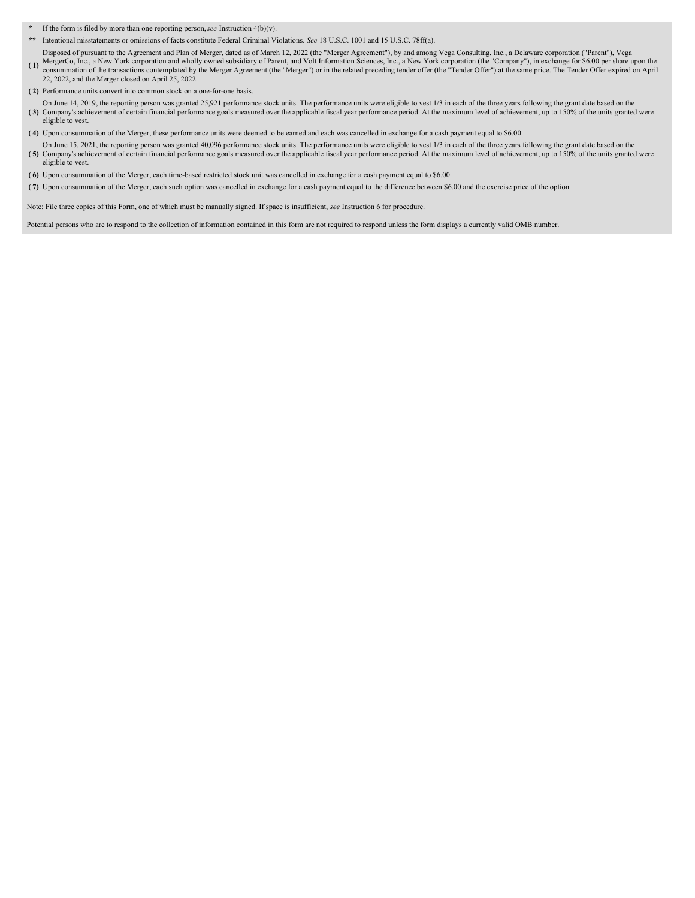* If the form is filed by more than one reporting person, *see* Instruction 4(b)(v).

** Intentional misstatements or omissions of facts constitute Federal Criminal Violations. *See* 18 U.S.C. 1001 and 15 U.S.C. 78ff(a).

**(1)** Disposed of pursuant to the Agreement and Plan of Merger, dated as of March 12, 2022 (the "Merger Agreement"), by and among Vega Consulting, Inc., a Delaware corporation ("Parent"), Vega MergerCo, Inc., a New York corporation and wholly owned subsidiary of Parent, and Volt Information Sciences, Inc., a New York corporation (the "Company"), in exchange for $6.00 per share upon the consummation of the transactions contemplated by the Merger Agreement (the "Merger") or in the related preceding tender offer (the "Tender Offer") at the same price. The Tender Offer expired on April 22, 2022, and the Merger closed on April 25, 2022.

**(2)** Performance units convert into common stock on a one-for-one basis.

**(3)** On June 14, 2019, the reporting person was granted 25,921 performance stock units. The performance units were eligible to vest 1/3 in each of the three years following the grant date based on the Company's achievement of certain financial performance goals measured over the applicable fiscal year performance period. At the maximum level of achievement, up to 150% of the units granted were eligible to vest.

**(4)** Upon consummation of the Merger, these performance units were deemed to be earned and each was cancelled in exchange for a cash payment equal to $6.00.

**(5)** On June 15, 2021, the reporting person was granted 40,096 performance stock units. The performance units were eligible to vest 1/3 in each of the three years following the grant date based on the Company's achievement of certain financial performance goals measured over the applicable fiscal year performance period. At the maximum level of achievement, up to 150% of the units granted were eligible to vest.

**(6)** Upon consummation of the Merger, each time-based restricted stock unit was cancelled in exchange for a cash payment equal to $6.00

**(7)** Upon consummation of the Merger, each such option was cancelled in exchange for a cash payment equal to the difference between $6.00 and the exercise price of the option.

Note: File three copies of this Form, one of which must be manually signed. If space is insufficient, *see* Instruction 6 for procedure.

Potential persons who are to respond to the collection of information contained in this form are not required to respond unless the form displays a currently valid OMB number.